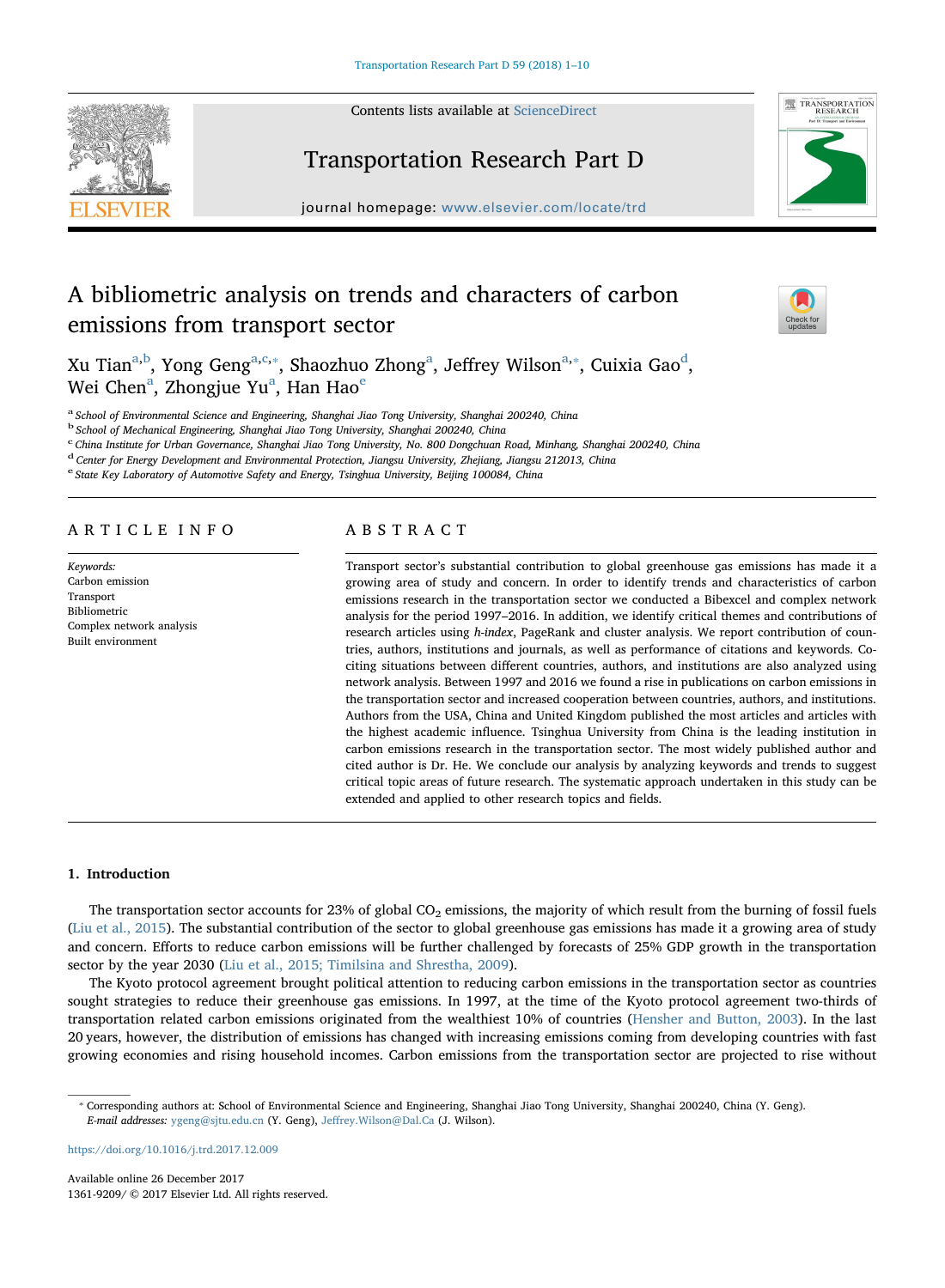# A bibliometric analysis on trends and characters of carbon emissions from transport sector

Xu Tian[a,b], Yong Geng[a,c,*], Shaozhuo Zhong[a], Jeffrey Wilson[a,*], Cuixia Gao[d], Wei Chen[a], Zhongjue Yu[a], Han Hao[e]

[a] School of Environmental Science and Engineering, Shanghai Jiao Tong University, Shanghai 200240, China
[b] School of Mechanical Engineering, Shanghai Jiao Tong University, Shanghai 200240, China
[c] China Institute for Urban Governance, Shanghai Jiao Tong University, No. 800 Dongchuan Road, Minhang, Shanghai 200240, China
[d] Center for Energy Development and Environmental Protection, Jiangsu University, Zhejiang, Jiangsu 212013, China
[e] State Key Laboratory of Automotive Safety and Energy, Tsinghua University, Beijing 100084, China

## ARTICLE INFO

*Keywords:*
Carbon emission
Transport
Bibliometric
Complex network analysis
Built environment

## ABSTRACT

Transport sector's substantial contribution to global greenhouse gas emissions has made it a growing area of study and concern. In order to identify trends and characteristics of carbon emissions research in the transportation sector we conducted a Bibexcel and complex network analysis for the period 1997–2016. In addition, we identify critical themes and contributions of research articles using *h-index*, PageRank and cluster analysis. We report contribution of countries, authors, institutions and journals, as well as performance of citations and keywords. Co-citing situations between different countries, authors, and institutions are also analyzed using network analysis. Between 1997 and 2016 we found a rise in publications on carbon emissions in the transportation sector and increased cooperation between countries, authors, and institutions. Authors from the USA, China and United Kingdom published the most articles and articles with the highest academic influence. Tsinghua University from China is the leading institution in carbon emissions research in the transportation sector. The most widely published author and cited author is Dr. He. We conclude our analysis by analyzing keywords and trends to suggest critical topic areas of future research. The systematic approach undertaken in this study can be extended and applied to other research topics and fields.

## 1. Introduction

The transportation sector accounts for 23% of global $CO_2$ emissions, the majority of which result from the burning of fossil fuels (Liu et al., 2015). The substantial contribution of the sector to global greenhouse gas emissions has made it a growing area of study and concern. Efforts to reduce carbon emissions will be further challenged by forecasts of 25% GDP growth in the transportation sector by the year 2030 (Liu et al., 2015; Timilsina and Shrestha, 2009).

The Kyoto protocol agreement brought political attention to reducing carbon emissions in the transportation sector as countries sought strategies to reduce their greenhouse gas emissions. In 1997, at the time of the Kyoto protocol agreement two-thirds of transportation related carbon emissions originated from the wealthiest 10% of countries (Hensher and Button, 2003). In the last 20 years, however, the distribution of emissions has changed with increasing emissions coming from developing countries with fast growing economies and rising household incomes. Carbon emissions from the transportation sector are projected to rise without

* Corresponding authors at: School of Environmental Science and Engineering, Shanghai Jiao Tong University, Shanghai 200240, China (Y. Geng).
*E-mail addresses:* ygeng@sjtu.edu.cn (Y. Geng), Jeffrey.Wilson@Dal.Ca (J. Wilson).

https://doi.org/10.1016/j.trd.2017.12.009

Available online 26 December 2017
1361-9209/ © 2017 Elsevier Ltd. All rights reserved.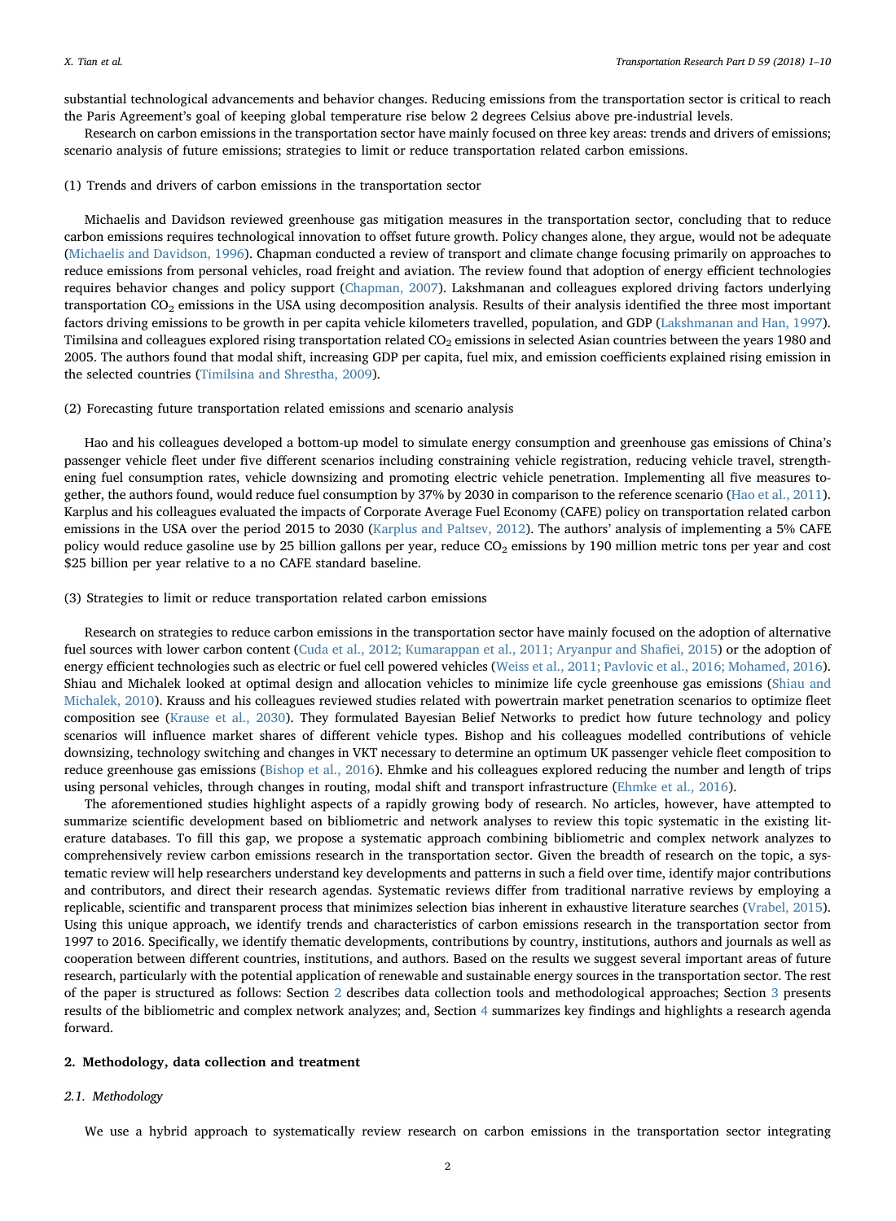substantial technological advancements and behavior changes. Reducing emissions from the transportation sector is critical to reach the Paris Agreement's goal of keeping global temperature rise below 2 degrees Celsius above pre-industrial levels.

Research on carbon emissions in the transportation sector have mainly focused on three key areas: trends and drivers of emissions; scenario analysis of future emissions; strategies to limit or reduce transportation related carbon emissions.

(1) Trends and drivers of carbon emissions in the transportation sector

Michaelis and Davidson reviewed greenhouse gas mitigation measures in the transportation sector, concluding that to reduce carbon emissions requires technological innovation to offset future growth. Policy changes alone, they argue, would not be adequate (Michaelis and Davidson, 1996). Chapman conducted a review of transport and climate change focusing primarily on approaches to reduce emissions from personal vehicles, road freight and aviation. The review found that adoption of energy efficient technologies requires behavior changes and policy support (Chapman, 2007). Lakshmanan and colleagues explored driving factors underlying transportation $CO_2$ emissions in the USA using decomposition analysis. Results of their analysis identified the three most important factors driving emissions to be growth in per capita vehicle kilometers travelled, population, and GDP (Lakshmanan and Han, 1997). Timilsina and colleagues explored rising transportation related $CO_2$ emissions in selected Asian countries between the years 1980 and 2005. The authors found that modal shift, increasing GDP per capita, fuel mix, and emission coefficients explained rising emission in the selected countries (Timilsina and Shrestha, 2009).

(2) Forecasting future transportation related emissions and scenario analysis

Hao and his colleagues developed a bottom-up model to simulate energy consumption and greenhouse gas emissions of China's passenger vehicle fleet under five different scenarios including constraining vehicle registration, reducing vehicle travel, strengthening fuel consumption rates, vehicle downsizing and promoting electric vehicle penetration. Implementing all five measures together, the authors found, would reduce fuel consumption by 37% by 2030 in comparison to the reference scenario (Hao et al., 2011). Karplus and his colleagues evaluated the impacts of Corporate Average Fuel Economy (CAFE) policy on transportation related carbon emissions in the USA over the period 2015 to 2030 (Karplus and Paltsev, 2012). The authors' analysis of implementing a 5% CAFE policy would reduce gasoline use by 25 billion gallons per year, reduce $CO_2$ emissions by 190 million metric tons per year and cost \$25 billion per year relative to a no CAFE standard baseline.

(3) Strategies to limit or reduce transportation related carbon emissions

Research on strategies to reduce carbon emissions in the transportation sector have mainly focused on the adoption of alternative fuel sources with lower carbon content (Cuda et al., 2012; Kumarappan et al., 2011; Aryanpur and Shafiei, 2015) or the adoption of energy efficient technologies such as electric or fuel cell powered vehicles (Weiss et al., 2011; Pavlovic et al., 2016; Mohamed, 2016). Shiau and Michalek looked at optimal design and allocation vehicles to minimize life cycle greenhouse gas emissions (Shiau and Michalek, 2010). Krauss and his colleagues reviewed studies related with powertrain market penetration scenarios to optimize fleet composition see (Krause et al., 2030). They formulated Bayesian Belief Networks to predict how future technology and policy scenarios will influence market shares of different vehicle types. Bishop and his colleagues modelled contributions of vehicle downsizing, technology switching and changes in VKT necessary to determine an optimum UK passenger vehicle fleet composition to reduce greenhouse gas emissions (Bishop et al., 2016). Ehmke and his colleagues explored reducing the number and length of trips using personal vehicles, through changes in routing, modal shift and transport infrastructure (Ehmke et al., 2016).

The aforementioned studies highlight aspects of a rapidly growing body of research. No articles, however, have attempted to summarize scientific development based on bibliometric and network analyses to review this topic systematic in the existing literature databases. To fill this gap, we propose a systematic approach combining bibliometric and complex network analyzes to comprehensively review carbon emissions research in the transportation sector. Given the breadth of research on the topic, a systematic review will help researchers understand key developments and patterns in such a field over time, identify major contributions and contributors, and direct their research agendas. Systematic reviews differ from traditional narrative reviews by employing a replicable, scientific and transparent process that minimizes selection bias inherent in exhaustive literature searches (Vrabel, 2015). Using this unique approach, we identify trends and characteristics of carbon emissions research in the transportation sector from 1997 to 2016. Specifically, we identify thematic developments, contributions by country, institutions, authors and journals as well as cooperation between different countries, institutions, and authors. Based on the results we suggest several important areas of future research, particularly with the potential application of renewable and sustainable energy sources in the transportation sector. The rest of the paper is structured as follows: Section 2 describes data collection tools and methodological approaches; Section 3 presents results of the bibliometric and complex network analyzes; and, Section 4 summarizes key findings and highlights a research agenda forward.

## 2. Methodology, data collection and treatment

### 2.1. Methodology

We use a hybrid approach to systematically review research on carbon emissions in the transportation sector integrating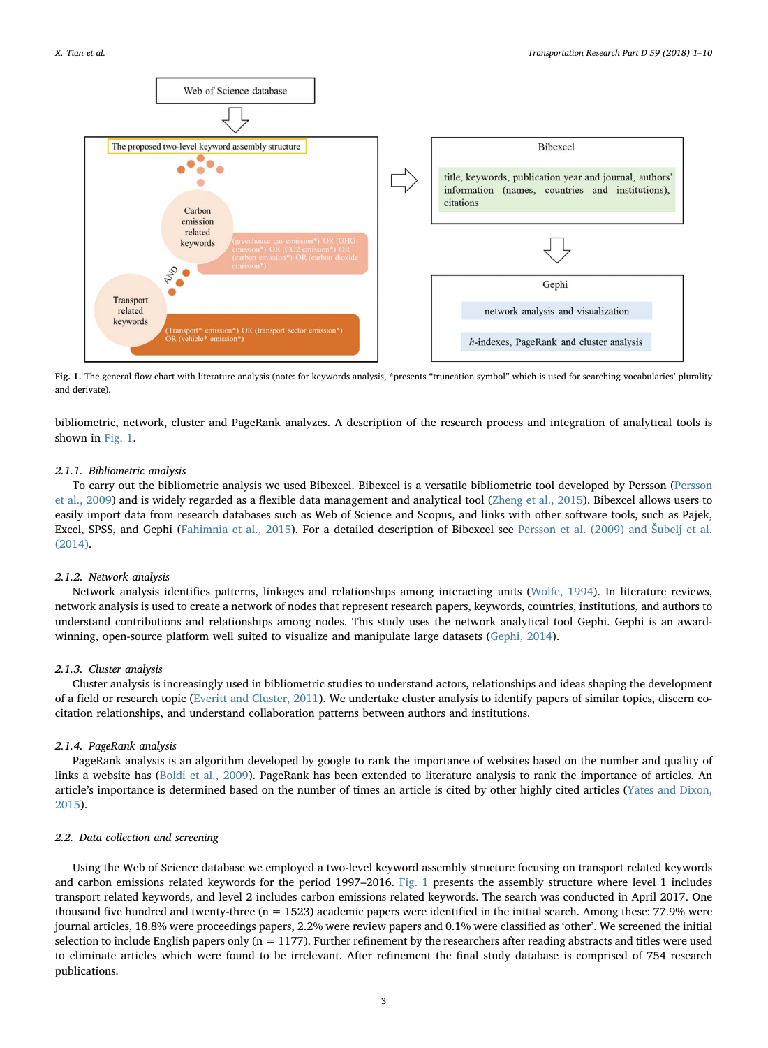Fig. 1. The general flow chart with literature analysis (note: for keywords analysis, *presents "truncation symbol" which is used for searching vocabularies' plurality and derivate).

bibliometric, network, cluster and PageRank analyzes. A description of the research process and integration of analytical tools is shown in Fig. 1.

#### 2.1.1. Bibliometric analysis

To carry out the bibliometric analysis we used Bibexcel. Bibexcel is a versatile bibliometric tool developed by Persson (Persson et al., 2009) and is widely regarded as a flexible data management and analytical tool (Zheng et al., 2015). Bibexcel allows users to easily import data from research databases such as Web of Science and Scopus, and links with other software tools, such as Pajek, Excel, SPSS, and Gephi (Fahimnia et al., 2015). For a detailed description of Bibexcel see Persson et al. (2009) and Šubelj et al. (2014).

#### 2.1.2. Network analysis

Network analysis identifies patterns, linkages and relationships among interacting units (Wolfe, 1994). In literature reviews, network analysis is used to create a network of nodes that represent research papers, keywords, countries, institutions, and authors to understand contributions and relationships among nodes. This study uses the network analytical tool Gephi. Gephi is an award-winning, open-source platform well suited to visualize and manipulate large datasets (Gephi, 2014).

#### 2.1.3. Cluster analysis

Cluster analysis is increasingly used in bibliometric studies to understand actors, relationships and ideas shaping the development of a field or research topic (Everitt and Cluster, 2011). We undertake cluster analysis to identify papers of similar topics, discern co-citation relationships, and understand collaboration patterns between authors and institutions.

#### 2.1.4. PageRank analysis

PageRank analysis is an algorithm developed by google to rank the importance of websites based on the number and quality of links a website has (Boldi et al., 2009). PageRank has been extended to literature analysis to rank the importance of articles. An article's importance is determined based on the number of times an article is cited by other highly cited articles (Yates and Dixon, 2015).

### 2.2. Data collection and screening

Using the Web of Science database we employed a two-level keyword assembly structure focusing on transport related keywords and carbon emissions related keywords for the period 1997–2016. Fig. 1 presents the assembly structure where level 1 includes transport related keywords, and level 2 includes carbon emissions related keywords. The search was conducted in April 2017. One thousand five hundred and twenty-three (n = 1523) academic papers were identified in the initial search. Among these: 77.9% were journal articles, 18.8% were proceedings papers, 2.2% were review papers and 0.1% were classified as 'other'. We screened the initial selection to include English papers only (n = 1177). Further refinement by the researchers after reading abstracts and titles were used to eliminate articles which were found to be irrelevant. After refinement the final study database is comprised of 754 research publications.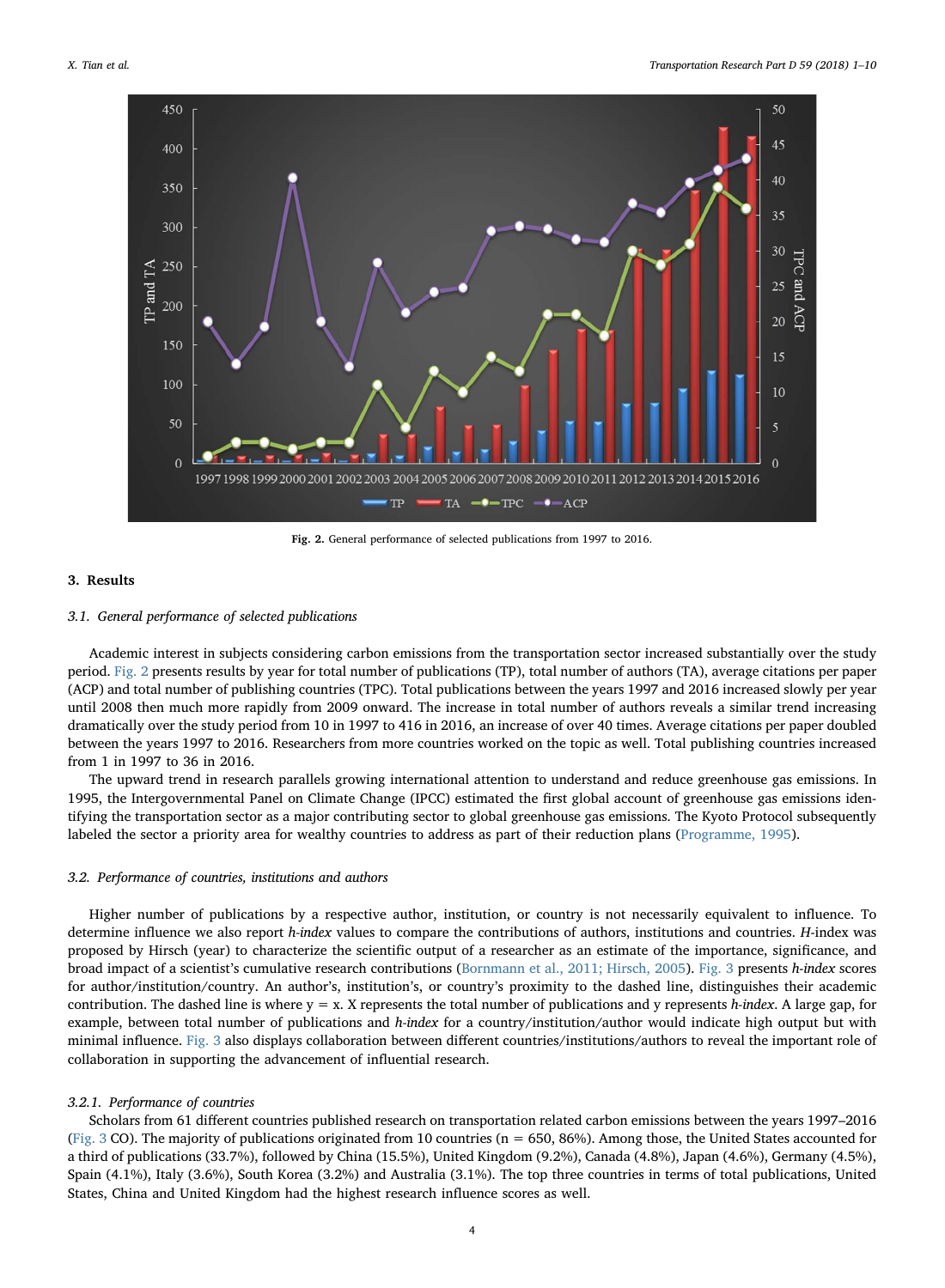Fig. 2. General performance of selected publications from 1997 to 2016.

## 3. Results

### 3.1. General performance of selected publications

Academic interest in subjects considering carbon emissions from the transportation sector increased substantially over the study period. Fig. 2 presents results by year for total number of publications (TP), total number of authors (TA), average citations per paper (ACP) and total number of publishing countries (TPC). Total publications between the years 1997 and 2016 increased slowly per year until 2008 then much more rapidly from 2009 onward. The increase in total number of authors reveals a similar trend increasing dramatically over the study period from 10 in 1997 to 416 in 2016, an increase of over 40 times. Average citations per paper doubled between the years 1997 to 2016. Researchers from more countries worked on the topic as well. Total publishing countries increased from 1 in 1997 to 36 in 2016.

The upward trend in research parallels growing international attention to understand and reduce greenhouse gas emissions. In 1995, the Intergovernmental Panel on Climate Change (IPCC) estimated the first global account of greenhouse gas emissions identifying the transportation sector as a major contributing sector to global greenhouse gas emissions. The Kyoto Protocol subsequently labeled the sector a priority area for wealthy countries to address as part of their reduction plans (Programme, 1995).

### 3.2. Performance of countries, institutions and authors

Higher number of publications by a respective author, institution, or country is not necessarily equivalent to influence. To determine influence we also report *h-index* values to compare the contributions of authors, institutions and countries. *H*-index was proposed by Hirsch (year) to characterize the scientific output of a researcher as an estimate of the importance, significance, and broad impact of a scientist's cumulative research contributions (Bornmann et al., 2011; Hirsch, 2005). Fig. 3 presents *h-index* scores for author/institution/country. An author's, institution's, or country's proximity to the dashed line, distinguishes their academic contribution. The dashed line is where y = x. X represents the total number of publications and y represents *h-index*. A large gap, for example, between total number of publications and *h-index* for a country/institution/author would indicate high output but with minimal influence. Fig. 3 also displays collaboration between different countries/institutions/authors to reveal the important role of collaboration in supporting the advancement of influential research.

#### 3.2.1. Performance of countries

Scholars from 61 different countries published research on transportation related carbon emissions between the years 1997–2016 (Fig. 3 CO). The majority of publications originated from 10 countries (n = 650, 86%). Among those, the United States accounted for a third of publications (33.7%), followed by China (15.5%), United Kingdom (9.2%), Canada (4.8%), Japan (4.6%), Germany (4.5%), Spain (4.1%), Italy (3.6%), South Korea (3.2%) and Australia (3.1%). The top three countries in terms of total publications, United States, China and United Kingdom had the highest research influence scores as well.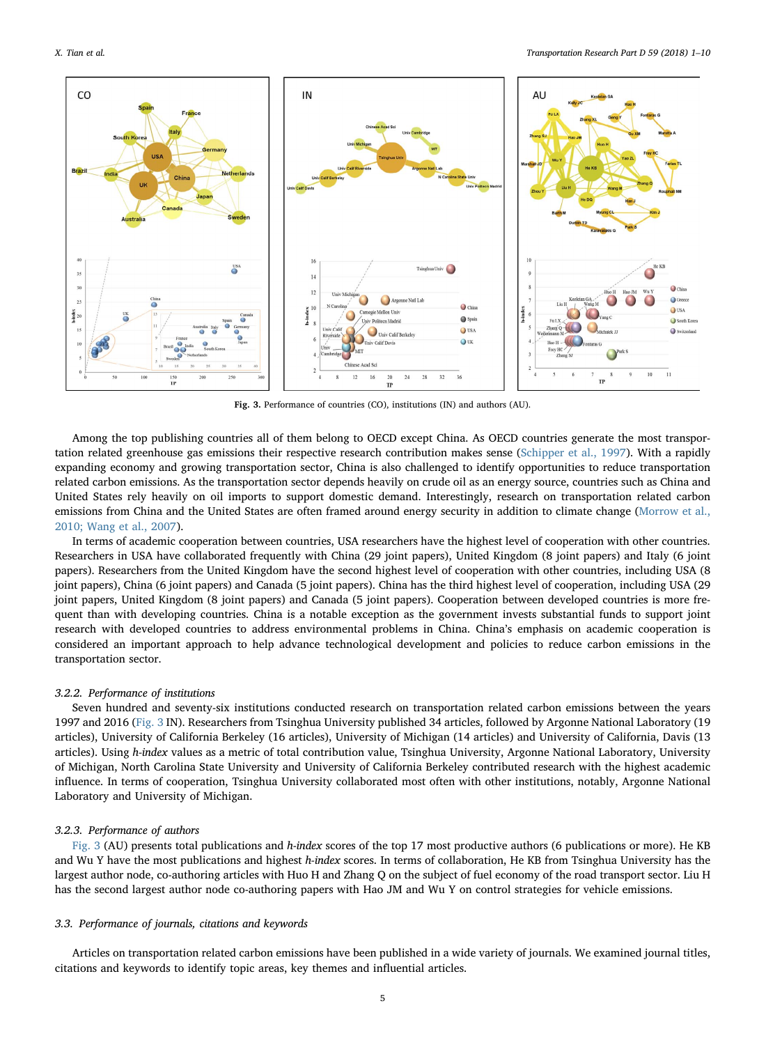Fig. 3. Performance of countries (CO), institutions (IN) and authors (AU).

Among the top publishing countries all of them belong to OECD except China. As OECD countries generate the most transportation related greenhouse gas emissions their respective research contribution makes sense (Schipper et al., 1997). With a rapidly expanding economy and growing transportation sector, China is also challenged to identify opportunities to reduce transportation related carbon emissions. As the transportation sector depends heavily on crude oil as an energy source, countries such as China and United States rely heavily on oil imports to support domestic demand. Interestingly, research on transportation related carbon emissions from China and the United States are often framed around energy security in addition to climate change (Morrow et al., 2010; Wang et al., 2007).

In terms of academic cooperation between countries, USA researchers have the highest level of cooperation with other countries. Researchers in USA have collaborated frequently with China (29 joint papers), United Kingdom (8 joint papers) and Italy (6 joint papers). Researchers from the United Kingdom have the second highest level of cooperation with other countries, including USA (8 joint papers), China (6 joint papers) and Canada (5 joint papers). China has the third highest level of cooperation, including USA (29 joint papers, United Kingdom (8 joint papers) and Canada (5 joint papers). Cooperation between developed countries is more frequent than with developing countries. China is a notable exception as the government invests substantial funds to support joint research with developed countries to address environmental problems in China. China's emphasis on academic cooperation is considered an important approach to help advance technological development and policies to reduce carbon emissions in the transportation sector.

#### 3.2.2. Performance of institutions

Seven hundred and seventy-six institutions conducted research on transportation related carbon emissions between the years 1997 and 2016 (Fig. 3 IN). Researchers from Tsinghua University published 34 articles, followed by Argonne National Laboratory (19 articles), University of California Berkeley (16 articles), University of Michigan (14 articles) and University of California, Davis (13 articles). Using *h-index* values as a metric of total contribution value, Tsinghua University, Argonne National Laboratory, University of Michigan, North Carolina State University and University of California Berkeley contributed research with the highest academic influence. In terms of cooperation, Tsinghua University collaborated most often with other institutions, notably, Argonne National Laboratory and University of Michigan.

#### 3.2.3. Performance of authors

Fig. 3 (AU) presents total publications and *h-index* scores of the top 17 most productive authors (6 publications or more). He KB and Wu Y have the most publications and highest *h-index* scores. In terms of collaboration, He KB from Tsinghua University has the largest author node, co-authoring articles with Huo H and Zhang Q on the subject of fuel economy of the road transport sector. Liu H has the second largest author node co-authoring papers with Hao JM and Wu Y on control strategies for vehicle emissions.

### 3.3. Performance of journals, citations and keywords

Articles on transportation related carbon emissions have been published in a wide variety of journals. We examined journal titles, citations and keywords to identify topic areas, key themes and influential articles.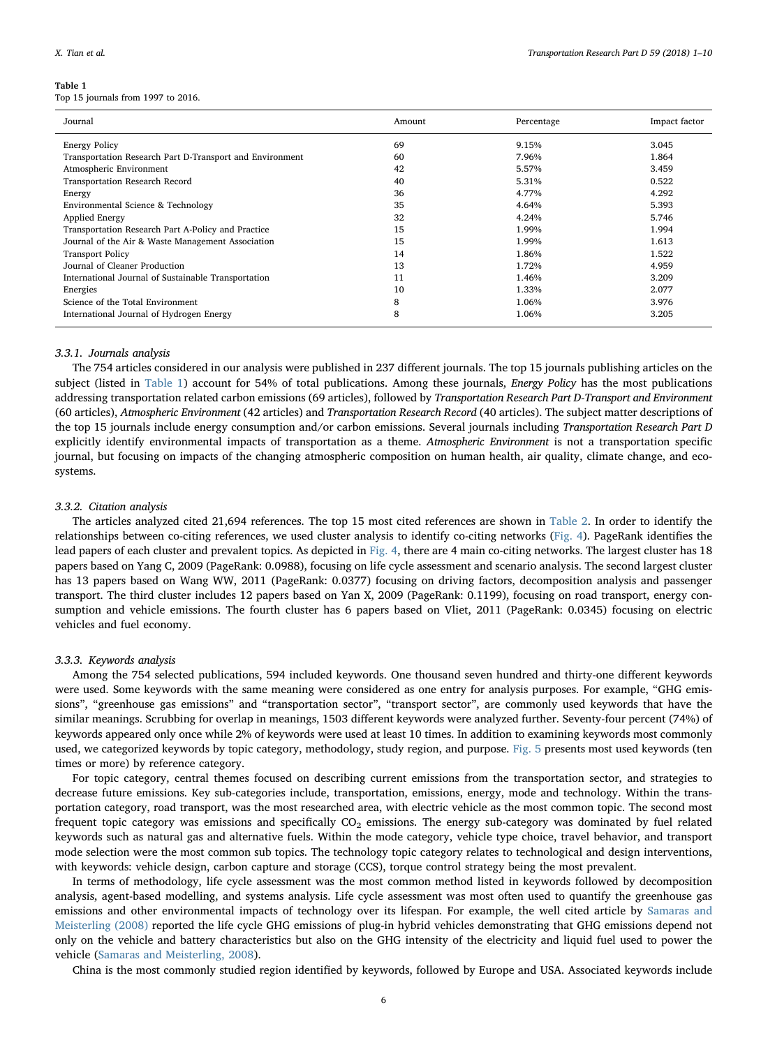**Table 1**
Top 15 journals from 1997 to 2016.

| Journal | Amount | Percentage | Impact factor |
|---|---|---|---|
| Energy Policy | 69 | 9.15% | 3.045 |
| Transportation Research Part D-Transport and Environment | 60 | 7.96% | 1.864 |
| Atmospheric Environment | 42 | 5.57% | 3.459 |
| Transportation Research Record | 40 | 5.31% | 0.522 |
| Energy | 36 | 4.77% | 4.292 |
| Environmental Science & Technology | 35 | 4.64% | 5.393 |
| Applied Energy | 32 | 4.24% | 5.746 |
| Transportation Research Part A-Policy and Practice | 15 | 1.99% | 1.994 |
| Journal of the Air & Waste Management Association | 15 | 1.99% | 1.613 |
| Transport Policy | 14 | 1.86% | 1.522 |
| Journal of Cleaner Production | 13 | 1.72% | 4.959 |
| International Journal of Sustainable Transportation | 11 | 1.46% | 3.209 |
| Energies | 10 | 1.33% | 2.077 |
| Science of the Total Environment | 8 | 1.06% | 3.976 |
| International Journal of Hydrogen Energy | 8 | 1.06% | 3.205 |

### 3.3.1. Journals analysis

The 754 articles considered in our analysis were published in 237 different journals. The top 15 journals publishing articles on the subject (listed in Table 1) account for 54% of total publications. Among these journals, *Energy Policy* has the most publications addressing transportation related carbon emissions (69 articles), followed by *Transportation Research Part D-Transport and Environment* (60 articles), *Atmospheric Environment* (42 articles) and *Transportation Research Record* (40 articles). The subject matter descriptions of the top 15 journals include energy consumption and/or carbon emissions. Several journals including *Transportation Research Part D* explicitly identify environmental impacts of transportation as a theme. *Atmospheric Environment* is not a transportation specific journal, but focusing on impacts of the changing atmospheric composition on human health, air quality, climate change, and ecosystems.

### 3.3.2. Citation analysis

The articles analyzed cited 21,694 references. The top 15 most cited references are shown in Table 2. In order to identify the relationships between co-citing references, we used cluster analysis to identify co-citing networks (Fig. 4). PageRank identifies the lead papers of each cluster and prevalent topics. As depicted in Fig. 4, there are 4 main co-citing networks. The largest cluster has 18 papers based on Yang C, 2009 (PageRank: 0.0988), focusing on life cycle assessment and scenario analysis. The second largest cluster has 13 papers based on Wang WW, 2011 (PageRank: 0.0377) focusing on driving factors, decomposition analysis and passenger transport. The third cluster includes 12 papers based on Yan X, 2009 (PageRank: 0.1199), focusing on road transport, energy consumption and vehicle emissions. The fourth cluster has 6 papers based on Vliet, 2011 (PageRank: 0.0345) focusing on electric vehicles and fuel economy.

### 3.3.3. Keywords analysis

Among the 754 selected publications, 594 included keywords. One thousand seven hundred and thirty-one different keywords were used. Some keywords with the same meaning were considered as one entry for analysis purposes. For example, "GHG emissions", "greenhouse gas emissions" and "transportation sector", "transport sector", are commonly used keywords that have the similar meanings. Scrubbing for overlap in meanings, 1503 different keywords were analyzed further. Seventy-four percent (74%) of keywords appeared only once while 2% of keywords were used at least 10 times. In addition to examining keywords most commonly used, we categorized keywords by topic category, methodology, study region, and purpose. Fig. 5 presents most used keywords (ten times or more) by reference category.

For topic category, central themes focused on describing current emissions from the transportation sector, and strategies to decrease future emissions. Key sub-categories include, transportation, emissions, energy, mode and technology. Within the transportation category, road transport, was the most researched area, with electric vehicle as the most common topic. The second most frequent topic category was emissions and specifically $CO_2$ emissions. The energy sub-category was dominated by fuel related keywords such as natural gas and alternative fuels. Within the mode category, vehicle type choice, travel behavior, and transport mode selection were the most common sub topics. The technology topic category relates to technological and design interventions, with keywords: vehicle design, carbon capture and storage (CCS), torque control strategy being the most prevalent.

In terms of methodology, life cycle assessment was the most common method listed in keywords followed by decomposition analysis, agent-based modelling, and systems analysis. Life cycle assessment was most often used to quantify the greenhouse gas emissions and other environmental impacts of technology over its lifespan. For example, the well cited article by Samaras and Meisterling (2008) reported the life cycle GHG emissions of plug-in hybrid vehicles demonstrating that GHG emissions depend not only on the vehicle and battery characteristics but also on the GHG intensity of the electricity and liquid fuel used to power the vehicle (Samaras and Meisterling, 2008).

China is the most commonly studied region identified by keywords, followed by Europe and USA. Associated keywords include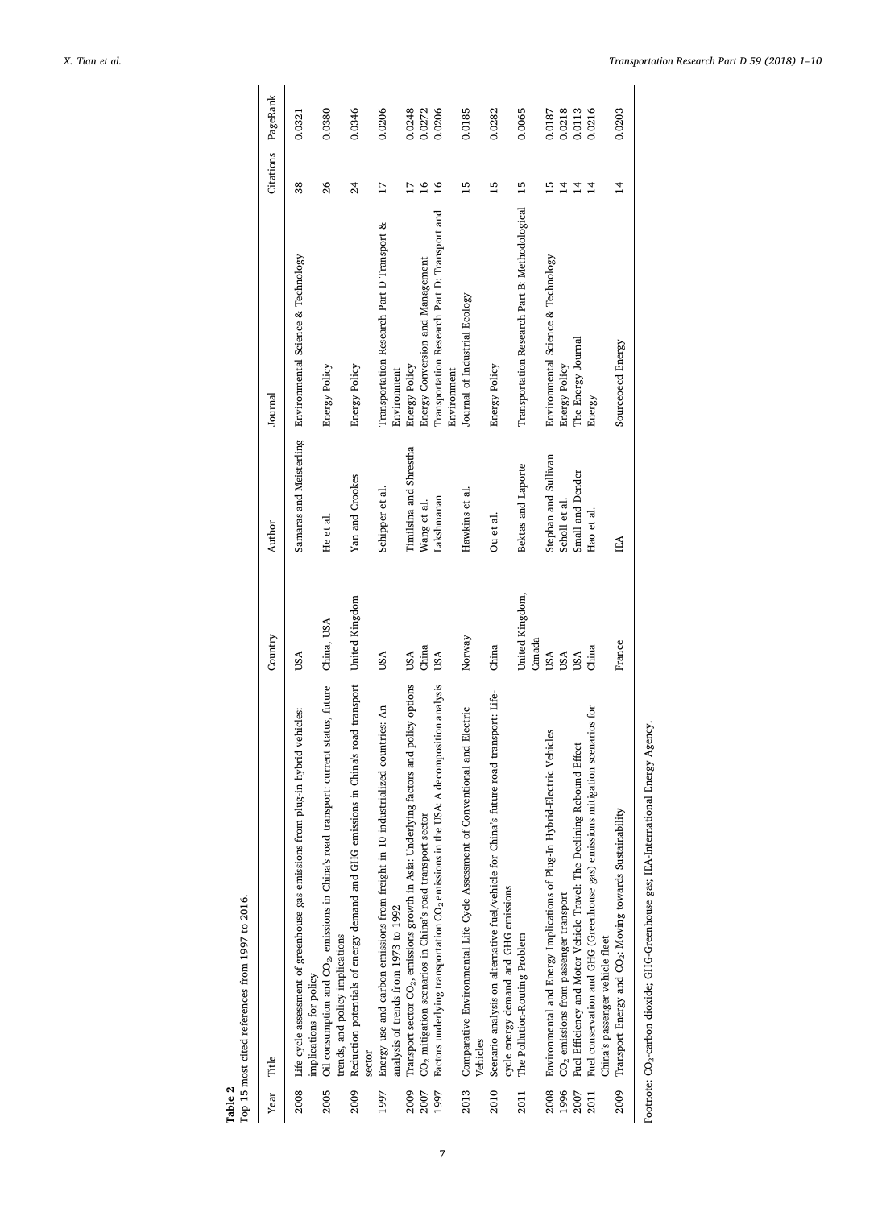**Table 2**
Top 15 most cited references from 1997 to 2016.

| Year | Title | Country | Author | Journal | Citations | PageRank |
|---|---|---|---|---|---|---|
| 2008 | Life cycle assessment of greenhouse gas emissions from plug-in hybrid vehicles: implications for policy | USA | Samaras and Meisterling | Environmental Science & Technology | 38 | 0.0321 |
| 2005 | Oil consumption and $CO_2$ emissions in China's road transport: current status, future trends, and policy implications | China, USA | He et al. | Energy Policy | 26 | 0.0380 |
| 2009 | Reduction potentials of energy demand and GHG emissions in China's road transport sector | United Kingdom | Yan and Crookes | Energy Policy | 24 | 0.0346 |
| 1997 | Energy use and carbon emissions from freight in 10 industrialized countries: An analysis of trends from 1973 to 1992 | USA | Schipper et al. | Transportation Research Part D Transport & Environment | 17 | 0.0206 |
| 2009 | Transport sector $CO_2$ emissions growth in Asia: Underlying factors and policy options | USA | Timilsina and Shrestha | Energy Policy | 17 | 0.0248 |
| 2007 | $CO_2$ mitigation scenarios in China's road transport sector | China | Wang et al. | Energy Conversion and Management | 16 | 0.0272 |
| 1997 | Factors underlying transportation $CO_2$ emissions in the USA: A decomposition analysis | USA | Lakshmanan | Transportation Research Part D: Transport and Environment | 16 | 0.0206 |
| 2013 | Comparative Environmental Life Cycle Assessment of Conventional and Electric Vehicles | Norway | Hawkins et al. | Journal of Industrial Ecology | 15 | 0.0185 |
| 2010 | Scenario analysis on alternative fuel/vehicle for China's future road transport: Life-cycle energy demand and GHG emissions | China | Ou et al. | Energy Policy | 15 | 0.0282 |
| 2011 | The Pollution-Routing Problem | United Kingdom, Canada | Bektas and Laporte | Transportation Research Part B: Methodological | 15 | 0.0065 |
| 2008 | Environmental and Energy Implications of Plug-In Hybrid-Electric Vehicles | USA | Stephan and Sullivan | Environmental Science & Technology | 15 | 0.0187 |
| 1996 | $CO_2$ emissions from passenger transport | USA | Scholl et al. | Energy Policy | 14 | 0.0218 |
| 2007 | Fuel Efficiency and Motor Vehicle Travel: The Declining Rebound Effect | USA | Small and Dender | The Energy Journal | 14 | 0.0113 |
| 2011 | Fuel conservation and GHG (Greenhouse gas) emissions mitigation scenarios for China's passenger vehicle fleet | China | Hao et al. | Energy | 14 | 0.0216 |
| 2009 | Transport Energy and $CO_2$: Moving towards Sustainability | France | IEA | Sourceoecd Energy | 14 | 0.0203 |

Footnote: $CO_2$-carbon dioxide; GHG-Greenhouse gas; IEA-International Energy Agency.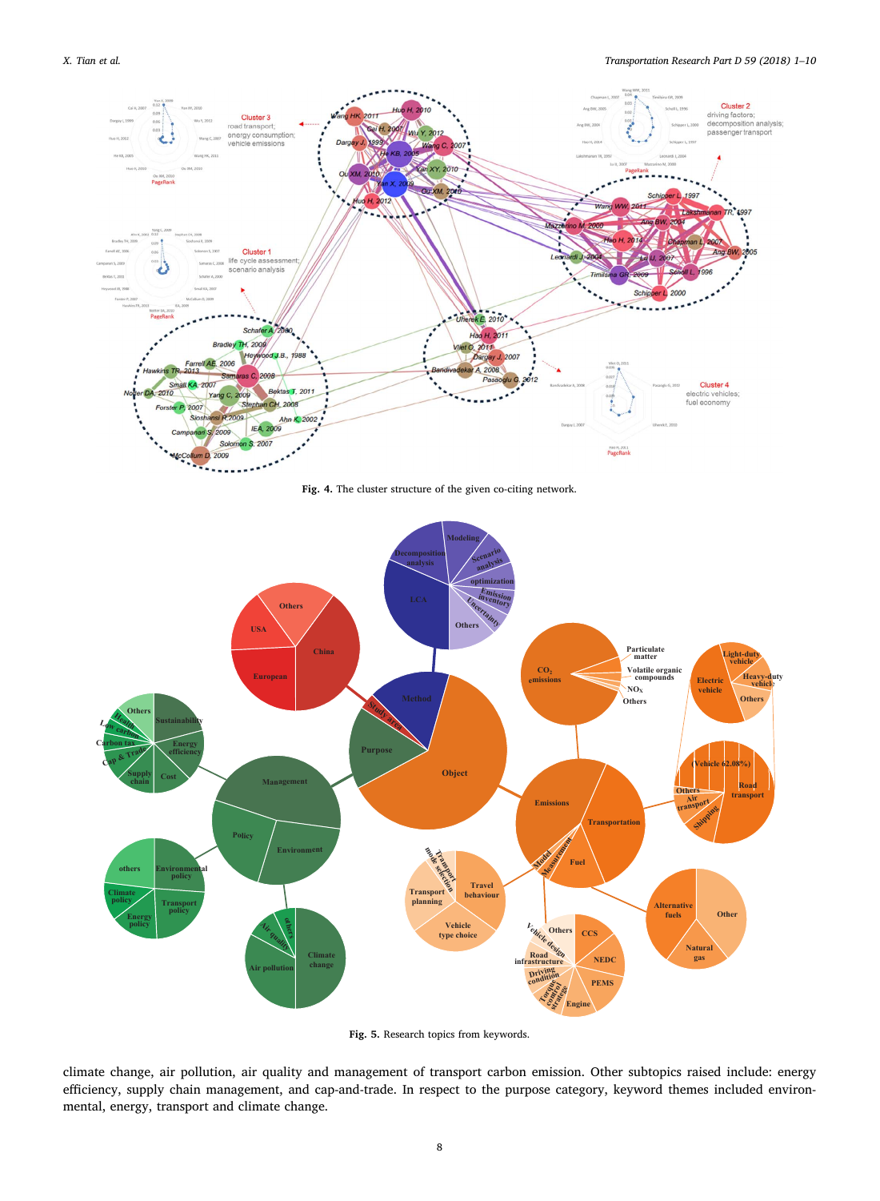Fig. 4. The cluster structure of the given co-citing network.

Fig. 5. Research topics from keywords.

climate change, air pollution, air quality and management of transport carbon emission. Other subtopics raised include: energy efficiency, supply chain management, and cap-and-trade. In respect to the purpose category, keyword themes included environmental, energy, transport and climate change.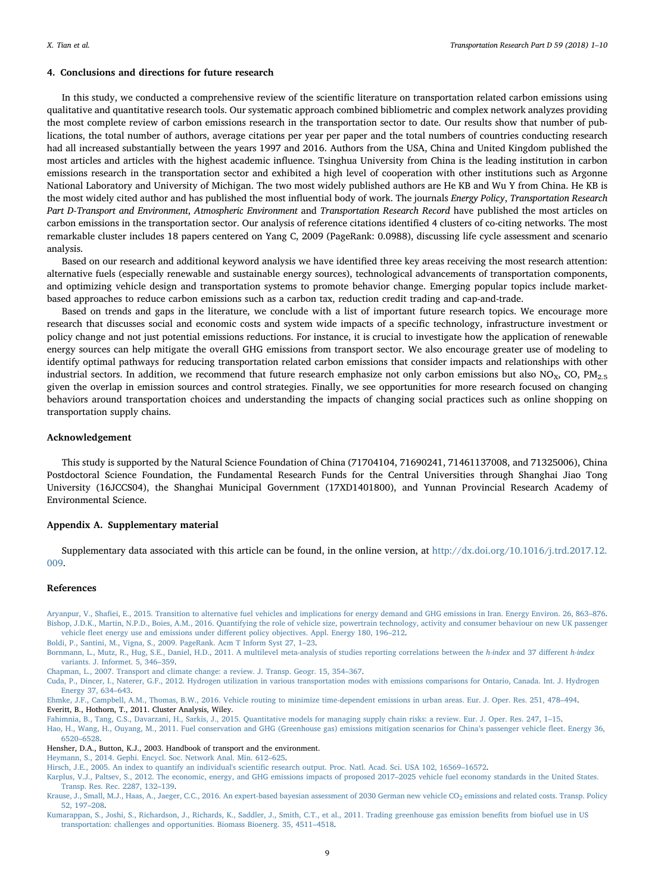## 4. Conclusions and directions for future research

In this study, we conducted a comprehensive review of the scientific literature on transportation related carbon emissions using qualitative and quantitative research tools. Our systematic approach combined bibliometric and complex network analyzes providing the most complete review of carbon emissions research in the transportation sector to date. Our results show that number of publications, the total number of authors, average citations per year per paper and the total numbers of countries conducting research had all increased substantially between the years 1997 and 2016. Authors from the USA, China and United Kingdom published the most articles and articles with the highest academic influence. Tsinghua University from China is the leading institution in carbon emissions research in the transportation sector and exhibited a high level of cooperation with other institutions such as Argonne National Laboratory and University of Michigan. The two most widely published authors are He KB and Wu Y from China. He KB is the most widely cited author and has published the most influential body of work. The journals *Energy Policy*, *Transportation Research Part D-Transport and Environment*, *Atmospheric Environment* and *Transportation Research Record* have published the most articles on carbon emissions in the transportation sector. Our analysis of reference citations identified 4 clusters of co-citing networks. The most remarkable cluster includes 18 papers centered on Yang C, 2009 (PageRank: 0.0988), discussing life cycle assessment and scenario analysis.

Based on our research and additional keyword analysis we have identified three key areas receiving the most research attention: alternative fuels (especially renewable and sustainable energy sources), technological advancements of transportation components, and optimizing vehicle design and transportation systems to promote behavior change. Emerging popular topics include market-based approaches to reduce carbon emissions such as a carbon tax, reduction credit trading and cap-and-trade.

Based on trends and gaps in the literature, we conclude with a list of important future research topics. We encourage more research that discusses social and economic costs and system wide impacts of a specific technology, infrastructure investment or policy change and not just potential emissions reductions. For instance, it is crucial to investigate how the application of renewable energy sources can help mitigate the overall GHG emissions from transport sector. We also encourage greater use of modeling to identify optimal pathways for reducing transportation related carbon emissions that consider impacts and relationships with other industrial sectors. In addition, we recommend that future research emphasize not only carbon emissions but also $NO_X$, CO, $PM_{2.5}$ given the overlap in emission sources and control strategies. Finally, we see opportunities for more research focused on changing behaviors around transportation choices and understanding the impacts of changing social practices such as online shopping on transportation supply chains.

## Acknowledgement

This study is supported by the Natural Science Foundation of China (71704104, 71690241, 71461137008, and 71325006), China Postdoctoral Science Foundation, the Fundamental Research Funds for the Central Universities through Shanghai Jiao Tong University (16JCCS04), the Shanghai Municipal Government (17XD1401800), and Yunnan Provincial Research Academy of Environmental Science.

## Appendix A. Supplementary material

Supplementary data associated with this article can be found, in the online version, at http://dx.doi.org/10.1016/j.trd.2017.12.009.

## References

Aryanpur, V., Shafiei, E., 2015. Transition to alternative fuel vehicles and implications for energy demand and GHG emissions in Iran. Energy Environ. 26, 863–876.

Bishop, J.D.K., Martin, N.P.D., Boies, A.M., 2016. Quantifying the role of vehicle size, powertrain technology, activity and consumer behaviour on new UK passenger vehicle fleet energy use and emissions under different policy objectives. Appl. Energy 180, 196–212.

Boldi, P., Santini, M., Vigna, S., 2009. PageRank. Acm T Inform Syst 27, 1–23.

Bornmann, L., Mutz, R., Hug, S.E., Daniel, H.D., 2011. A multilevel meta-analysis of studies reporting correlations between the *h-index* and 37 different *h-index* variants. J. Informet. 5, 346–359.

Chapman, L., 2007. Transport and climate change: a review. J. Transp. Geogr. 15, 354–367.

Cuda, P., Dincer, I., Naterer, G.F., 2012. Hydrogen utilization in various transportation modes with emissions comparisons for Ontario, Canada. Int. J. Hydrogen Energy 37, 634–643.

Ehmke, J.F., Campbell, A.M., Thomas, B.W., 2016. Vehicle routing to minimize time-dependent emissions in urban areas. Eur. J. Oper. Res. 251, 478–494.

Everitt, B., Hothorn, T., 2011. Cluster Analysis, Wiley.

Fahimnia, B., Tang, C.S., Davarzani, H., Sarkis, J., 2015. Quantitative models for managing supply chain risks: a review. Eur. J. Oper. Res. 247, 1–15.

Hao, H., Wang, H., Ouyang, M., 2011. Fuel conservation and GHG (Greenhouse gas) emissions mitigation scenarios for China's passenger vehicle fleet. Energy 36, 6520–6528.

Hensher, D.A., Button, K.J., 2003. Handbook of transport and the environment.

Heymann, S., 2014. Gephi. Encycl. Soc. Network Anal. Min. 612–625.

Hirsch, J.E., 2005. An index to quantify an individual's scientific research output. Proc. Natl. Acad. Sci. USA 102, 16569–16572.

Karplus, V.J., Paltsev, S., 2012. The economic, energy, and GHG emissions impacts of proposed 2017–2025 vehicle fuel economy standards in the United States. Transp. Res. Rec. 2287, 132–139.

Krause, J., Small, M.J., Haas, A., Jaeger, C.C., 2016. An expert-based bayesian assessment of 2030 German new vehicle $CO_2$ emissions and related costs. Transp. Policy 52, 197–208.

Kumarappan, S., Joshi, S., Richardson, J., Richards, K., Saddler, J., Smith, C.T., et al., 2011. Trading greenhouse gas emission benefits from biofuel use in US transportation: challenges and opportunities. Biomass Bioenerg. 35, 4511–4518.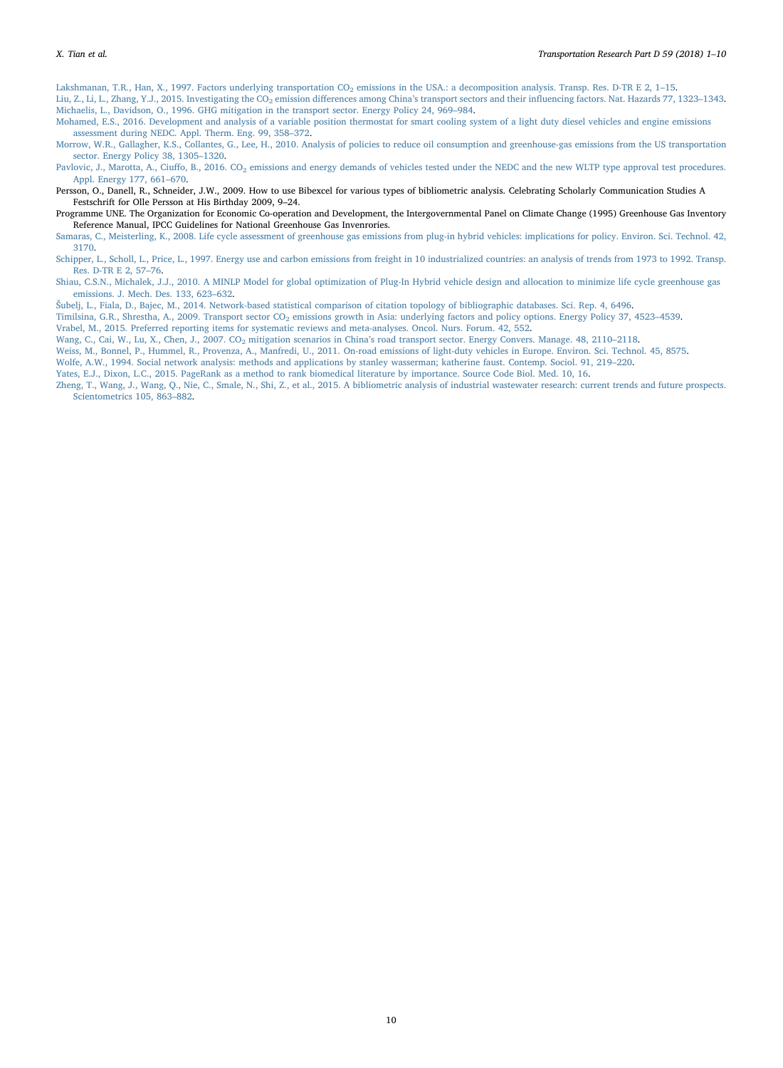Lakshmanan, T.R., Han, X., 1997. Factors underlying transportation $CO_2$ emissions in the USA.: a decomposition analysis. Transp. Res. D-TR E 2, 1–15.

Liu, Z., Li, L., Zhang, Y.J., 2015. Investigating the $CO_2$ emission differences among China's transport sectors and their influencing factors. Nat. Hazards 77, 1323–1343.

Michaelis, L., Davidson, O., 1996. GHG mitigation in the transport sector. Energy Policy 24, 969–984.

Mohamed, E.S., 2016. Development and analysis of a variable position thermostat for smart cooling system of a light duty diesel vehicles and engine emissions assessment during NEDC. Appl. Therm. Eng. 99, 358–372.

Morrow, W.R., Gallagher, K.S., Collantes, G., Lee, H., 2010. Analysis of policies to reduce oil consumption and greenhouse-gas emissions from the US transportation sector. Energy Policy 38, 1305–1320.

Pavlovic, J., Marotta, A., Ciuffo, B., 2016. $CO_2$ emissions and energy demands of vehicles tested under the NEDC and the new WLTP type approval test procedures. Appl. Energy 177, 661–670.

Persson, O., Danell, R., Schneider, J.W., 2009. How to use Bibexcel for various types of bibliometric analysis. Celebrating Scholarly Communication Studies A Festschrift for Olle Persson at His Birthday 2009, 9–24.

Programme UNE. The Organization for Economic Co-operation and Development, the Intergovernmental Panel on Climate Change (1995) Greenhouse Gas Inventory Reference Manual, IPCC Guidelines for National Greenhouse Gas Invenrories.

Samaras, C., Meisterling, K., 2008. Life cycle assessment of greenhouse gas emissions from plug-in hybrid vehicles: implications for policy. Environ. Sci. Technol. 42, 3170.

Schipper, L., Scholl, L., Price, L., 1997. Energy use and carbon emissions from freight in 10 industrialized countries: an analysis of trends from 1973 to 1992. Transp. Res. D-TR E 2, 57–76.

Shiau, C.S.N., Michalek, J.J., 2010. A MINLP Model for global optimization of Plug-In Hybrid vehicle design and allocation to minimize life cycle greenhouse gas emissions. J. Mech. Des. 133, 623–632.

Šubelj, L., Fiala, D., Bajec, M., 2014. Network-based statistical comparison of citation topology of bibliographic databases. Sci. Rep. 4, 6496.

Timilsina, G.R., Shrestha, A., 2009. Transport sector $CO_2$ emissions growth in Asia: underlying factors and policy options. Energy Policy 37, 4523–4539.

Vrabel, M., 2015. Preferred reporting items for systematic reviews and meta-analyses. Oncol. Nurs. Forum. 42, 552.

Wang, C., Cai, W., Lu, X., Chen, J., 2007. $CO_2$ mitigation scenarios in China's road transport sector. Energy Convers. Manage. 48, 2110–2118.

Weiss, M., Bonnel, P., Hummel, R., Provenza, A., Manfredi, U., 2011. On-road emissions of light-duty vehicles in Europe. Environ. Sci. Technol. 45, 8575.

Wolfe, A.W., 1994. Social network analysis: methods and applications by stanley wasserman; katherine faust. Contemp. Sociol. 91, 219–220.

Yates, E.J., Dixon, L.C., 2015. PageRank as a method to rank biomedical literature by importance. Source Code Biol. Med. 10, 16.

Zheng, T., Wang, J., Wang, Q., Nie, C., Smale, N., Shi, Z., et al., 2015. A bibliometric analysis of industrial wastewater research: current trends and future prospects. Scientometrics 105, 863–882.